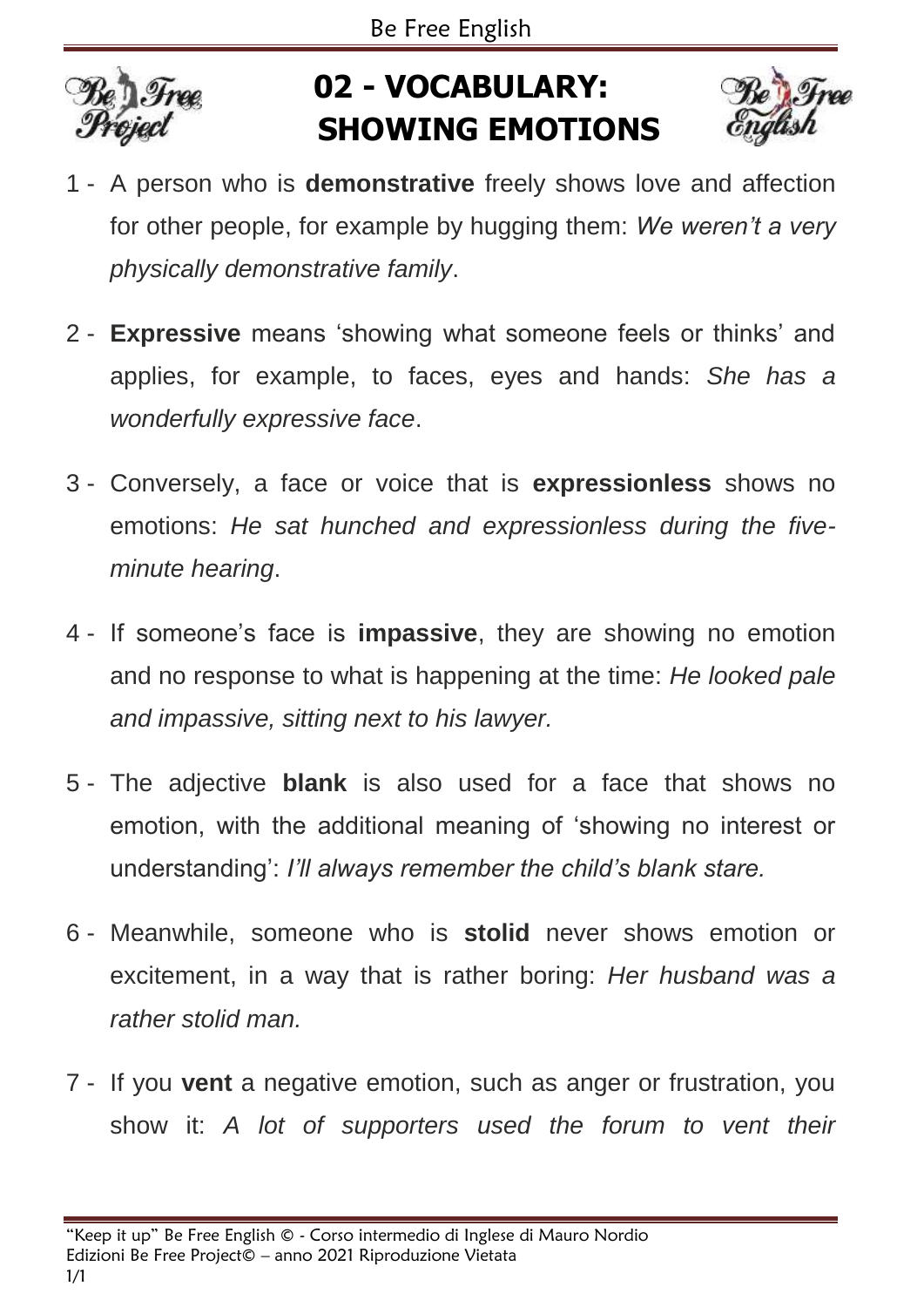# 02 - VOCABULARY: SHOWING EMOTIONS

1 - A person who is **demonstrative** freely shows love and affection for other people, for example by hugging them: *We weren't a very physically demonstrative family*.

2 - **Expressive** means 'showing what someone feels or thinks' and applies, for example, to faces, eyes and hands: *She has a wonderfully expressive face*.

3 - Conversely, a face or voice that is **expressionless** shows no emotions: *He sat hunched and expressionless during the five-minute hearing*.

4 - If someone's face is **impassive**, they are showing no emotion and no response to what is happening at the time: *He looked pale and impassive, sitting next to his lawyer.*

5 - The adjective **blank** is also used for a face that shows no emotion, with the additional meaning of 'showing no interest or understanding': *I'll always remember the child's blank stare.*

6 - Meanwhile, someone who is **stolid** never shows emotion or excitement, in a way that is rather boring: *Her husband was a rather stolid man.*

7 - If you **vent** a negative emotion, such as anger or frustration, you show it: *A lot of supporters used the forum to vent their*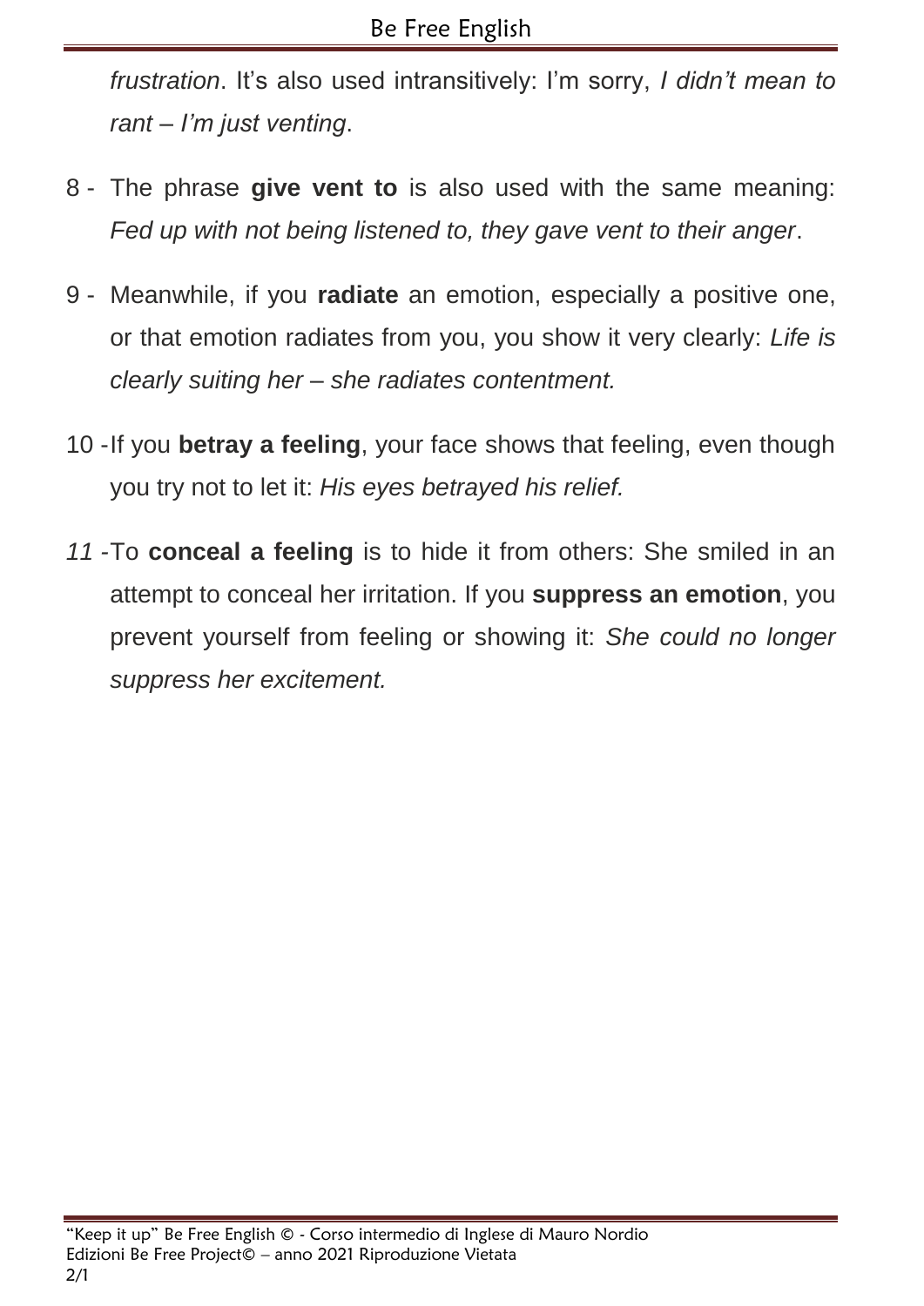*frustration*. It's also used intransitively: I'm sorry, *I didn't mean to rant – I'm just venting*.

8 - The phrase **give vent to** is also used with the same meaning: *Fed up with not being listened to, they gave vent to their anger*.

9 - Meanwhile, if you **radiate** an emotion, especially a positive one, or that emotion radiates from you, you show it very clearly: *Life is clearly suiting her – she radiates contentment.*

10 - If you **betray a feeling**, your face shows that feeling, even though you try not to let it: *His eyes betrayed his relief.*

*11* - To **conceal a feeling** is to hide it from others: She smiled in an attempt to conceal her irritation. If you **suppress an emotion**, you prevent yourself from feeling or showing it: *She could no longer suppress her excitement.*